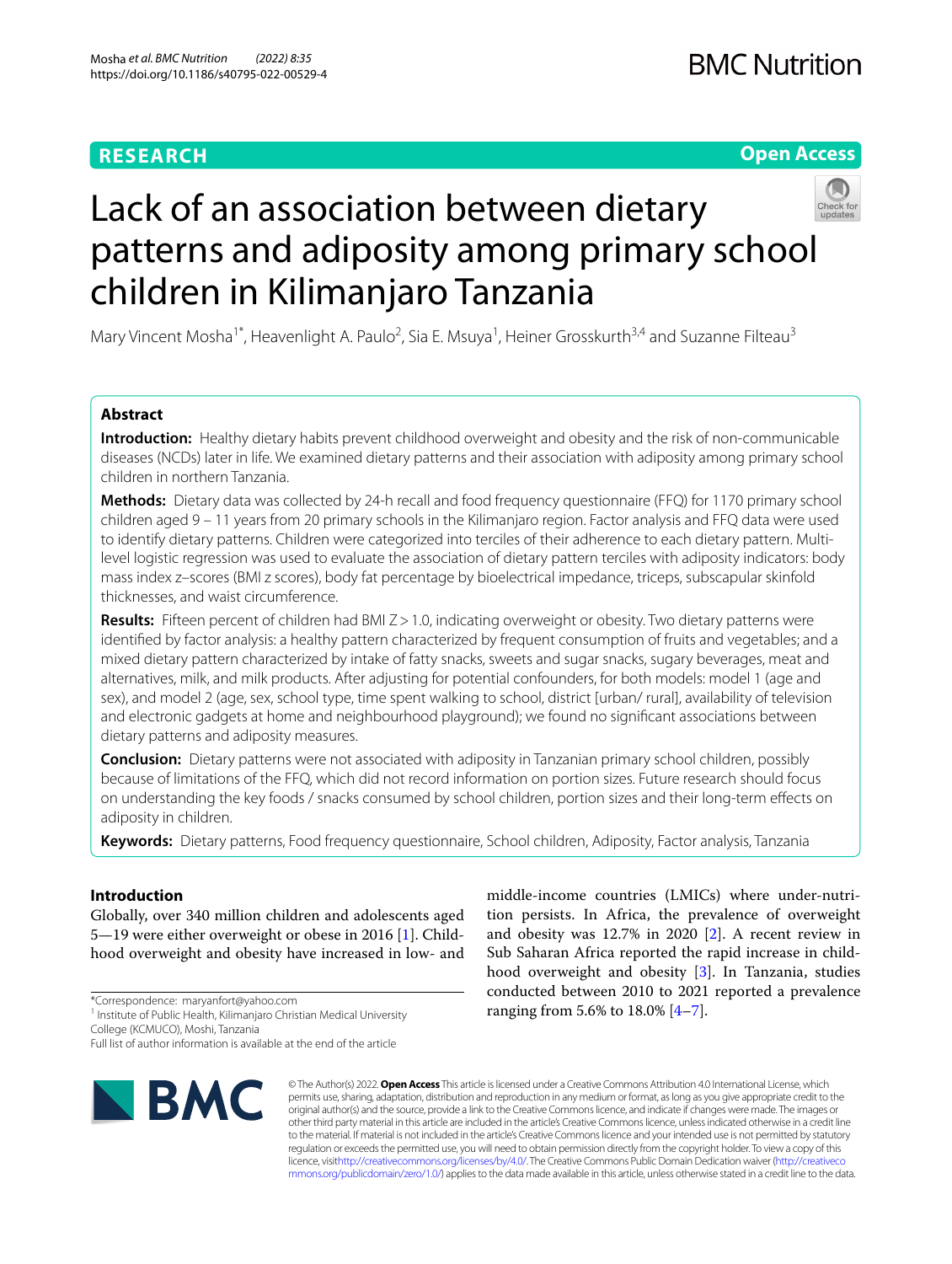**RESEARCH** **Open Access**

# Lack of an association between dietary patterns and adiposity among primary school children in Kilimanjaro Tanzania

Mary Vincent Mosha[1*], Heavenlight A. Paulo[2], Sia E. Msuya[1], Heiner Grosskurth[3,4] and Suzanne Filteau[3]

## Abstract

**Introduction:** Healthy dietary habits prevent childhood overweight and obesity and the risk of non-communicable diseases (NCDs) later in life. We examined dietary patterns and their association with adiposity among primary school children in northern Tanzania.

**Methods:** Dietary data was collected by 24-h recall and food frequency questionnaire (FFQ) for 1170 primary school children aged 9 – 11 years from 20 primary schools in the Kilimanjaro region. Factor analysis and FFQ data were used to identify dietary patterns. Children were categorized into terciles of their adherence to each dietary pattern. Multi-level logistic regression was used to evaluate the association of dietary pattern terciles with adiposity indicators: body mass index z–scores (BMI z scores), body fat percentage by bioelectrical impedance, triceps, subscapular skinfold thicknesses, and waist circumference.

**Results:** Fifteen percent of children had BMI Z > 1.0, indicating overweight or obesity. Two dietary patterns were identified by factor analysis: a healthy pattern characterized by frequent consumption of fruits and vegetables; and a mixed dietary pattern characterized by intake of fatty snacks, sweets and sugar snacks, sugary beverages, meat and alternatives, milk, and milk products. After adjusting for potential confounders, for both models: model 1 (age and sex), and model 2 (age, sex, school type, time spent walking to school, district [urban/ rural], availability of television and electronic gadgets at home and neighbourhood playground); we found no significant associations between dietary patterns and adiposity measures.

**Conclusion:** Dietary patterns were not associated with adiposity in Tanzanian primary school children, possibly because of limitations of the FFQ, which did not record information on portion sizes. Future research should focus on understanding the key foods / snacks consumed by school children, portion sizes and their long-term effects on adiposity in children.

**Keywords:** Dietary patterns, Food frequency questionnaire, School children, Adiposity, Factor analysis, Tanzania

## Introduction

Globally, over 340 million children and adolescents aged 5—19 were either overweight or obese in 2016 [1]. Childhood overweight and obesity have increased in low- and middle-income countries (LMICs) where under-nutrition persists. In Africa, the prevalence of overweight and obesity was 12.7% in 2020 [2]. A recent review in Sub Saharan Africa reported the rapid increase in childhood overweight and obesity [3]. In Tanzania, studies conducted between 2010 to 2021 reported a prevalence ranging from 5.6% to 18.0% [4–7].

*Correspondence: maryanfort@yahoo.com

[1] Institute of Public Health, Kilimanjaro Christian Medical University College (KCMUCO), Moshi, Tanzania

Full list of author information is available at the end of the article

© The Author(s) 2022. **Open Access** This article is licensed under a Creative Commons Attribution 4.0 International License, which permits use, sharing, adaptation, distribution and reproduction in any medium or format, as long as you give appropriate credit to the original author(s) and the source, provide a link to the Creative Commons licence, and indicate if changes were made. The images or other third party material in this article are included in the article's Creative Commons licence, unless indicated otherwise in a credit line to the material. If material is not included in the article's Creative Commons licence and your intended use is not permitted by statutory regulation or exceeds the permitted use, you will need to obtain permission directly from the copyright holder. To view a copy of this licence, visit http://creativecommons.org/licenses/by/4.0/. The Creative Commons Public Domain Dedication waiver (http://creativecommons.org/publicdomain/zero/1.0/) applies to the data made available in this article, unless otherwise stated in a credit line to the data.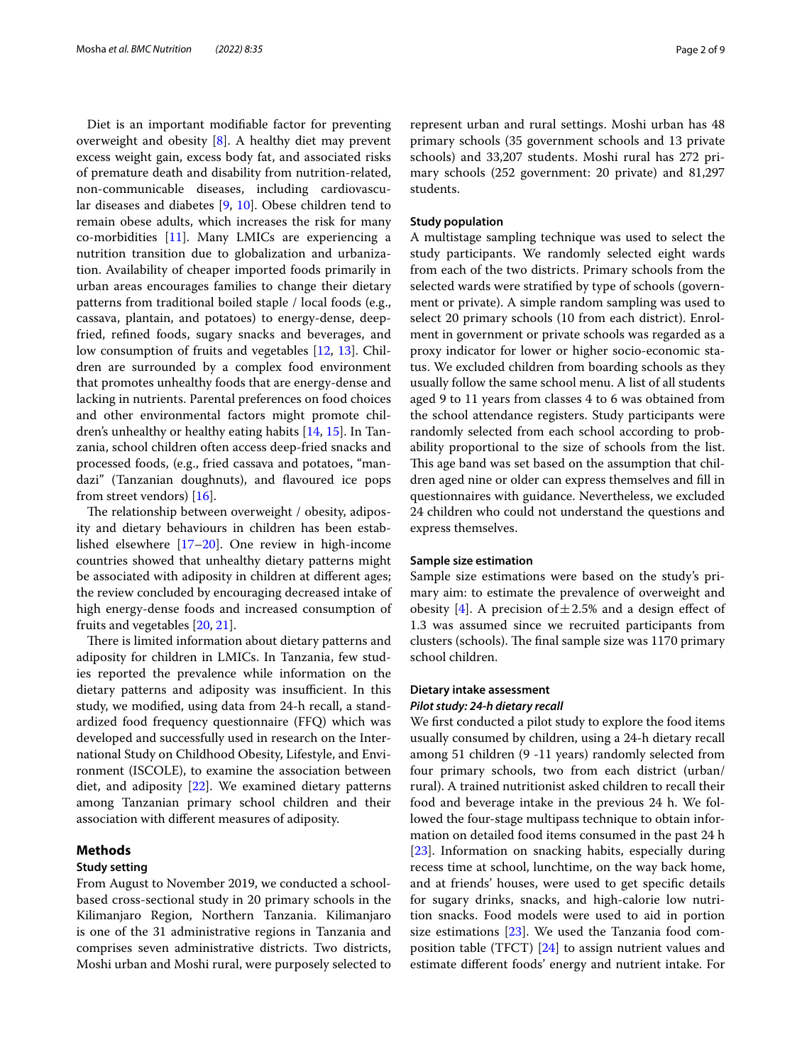Diet is an important modifiable factor for preventing overweight and obesity [8]. A healthy diet may prevent excess weight gain, excess body fat, and associated risks of premature death and disability from nutrition-related, non-communicable diseases, including cardiovascular diseases and diabetes [9, 10]. Obese children tend to remain obese adults, which increases the risk for many co-morbidities [11]. Many LMICs are experiencing a nutrition transition due to globalization and urbanization. Availability of cheaper imported foods primarily in urban areas encourages families to change their dietary patterns from traditional boiled staple / local foods (e.g., cassava, plantain, and potatoes) to energy-dense, deep-fried, refined foods, sugary snacks and beverages, and low consumption of fruits and vegetables [12, 13]. Children are surrounded by a complex food environment that promotes unhealthy foods that are energy-dense and lacking in nutrients. Parental preferences on food choices and other environmental factors might promote children's unhealthy or healthy eating habits [14, 15]. In Tanzania, school children often access deep-fried snacks and processed foods, (e.g., fried cassava and potatoes, "mandazi" (Tanzanian doughnuts), and flavoured ice pops from street vendors) [16].

The relationship between overweight / obesity, adiposity and dietary behaviours in children has been established elsewhere [17–20]. One review in high-income countries showed that unhealthy dietary patterns might be associated with adiposity in children at different ages; the review concluded by encouraging decreased intake of high energy-dense foods and increased consumption of fruits and vegetables [20, 21].

There is limited information about dietary patterns and adiposity for children in LMICs. In Tanzania, few studies reported the prevalence while information on the dietary patterns and adiposity was insufficient. In this study, we modified, using data from 24-h recall, a standardized food frequency questionnaire (FFQ) which was developed and successfully used in research on the International Study on Childhood Obesity, Lifestyle, and Environment (ISCOLE), to examine the association between diet, and adiposity [22]. We examined dietary patterns among Tanzanian primary school children and their association with different measures of adiposity.

## Methods

### Study setting

From August to November 2019, we conducted a school-based cross-sectional study in 20 primary schools in the Kilimanjaro Region, Northern Tanzania. Kilimanjaro is one of the 31 administrative regions in Tanzania and comprises seven administrative districts. Two districts, Moshi urban and Moshi rural, were purposely selected to represent urban and rural settings. Moshi urban has 48 primary schools (35 government schools and 13 private schools) and 33,207 students. Moshi rural has 272 primary schools (252 government: 20 private) and 81,297 students.

### Study population

A multistage sampling technique was used to select the study participants. We randomly selected eight wards from each of the two districts. Primary schools from the selected wards were stratified by type of schools (government or private). A simple random sampling was used to select 20 primary schools (10 from each district). Enrolment in government or private schools was regarded as a proxy indicator for lower or higher socio-economic status. We excluded children from boarding schools as they usually follow the same school menu. A list of all students aged 9 to 11 years from classes 4 to 6 was obtained from the school attendance registers. Study participants were randomly selected from each school according to probability proportional to the size of schools from the list. This age band was set based on the assumption that children aged nine or older can express themselves and fill in questionnaires with guidance. Nevertheless, we excluded 24 children who could not understand the questions and express themselves.

### Sample size estimation

Sample size estimations were based on the study's primary aim: to estimate the prevalence of overweight and obesity [4]. A precision of $\pm 2.5\%$ and a design effect of 1.3 was assumed since we recruited participants from clusters (schools). The final sample size was 1170 primary school children.

### Dietary intake assessment

#### *Pilot study: 24-h dietary recall*

We first conducted a pilot study to explore the food items usually consumed by children, using a 24-h dietary recall among 51 children (9 -11 years) randomly selected from four primary schools, two from each district (urban/rural). A trained nutritionist asked children to recall their food and beverage intake in the previous 24 h. We followed the four-stage multipass technique to obtain information on detailed food items consumed in the past 24 h [23]. Information on snacking habits, especially during recess time at school, lunchtime, on the way back home, and at friends' houses, were used to get specific details for sugary drinks, snacks, and high-calorie low nutrition snacks. Food models were used to aid in portion size estimations [23]. We used the Tanzania food composition table (TFCT) [24] to assign nutrient values and estimate different foods' energy and nutrient intake. For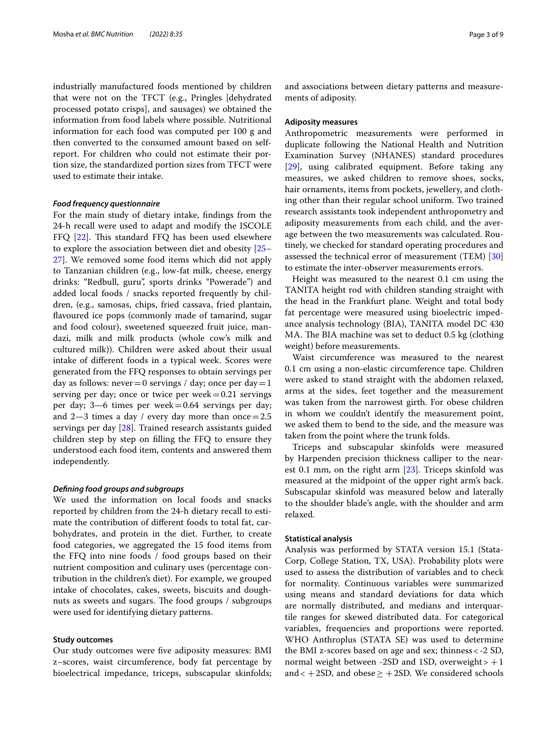industrially manufactured foods mentioned by children that were not on the TFCT (e.g., Pringles [dehydrated processed potato crisps], and sausages) we obtained the information from food labels where possible. Nutritional information for each food was computed per 100 g and then converted to the consumed amount based on self-report. For children who could not estimate their portion size, the standardized portion sizes from TFCT were used to estimate their intake.

#### *Food frequency questionnaire*

For the main study of dietary intake, findings from the 24-h recall were used to adapt and modify the ISCOLE FFQ [22]. This standard FFQ has been used elsewhere to explore the association between diet and obesity [25–27]. We removed some food items which did not apply to Tanzanian children (e.g., low-fat milk, cheese, energy drinks: "Redbull, guru", sports drinks "Powerade") and added local foods / snacks reported frequently by children, (e.g., samosas, chips, fried cassava, fried plantain, flavoured ice pops (commonly made of tamarind, sugar and food colour), sweetened squeezed fruit juice, mandazi, milk and milk products (whole cow's milk and cultured milk)). Children were asked about their usual intake of different foods in a typical week. Scores were generated from the FFQ responses to obtain servings per day as follows: never = 0 servings / day; once per day = 1 serving per day; once or twice per week = 0.21 servings per day; 3—6 times per week = 0.64 servings per day; and 2—3 times a day / every day more than once = 2.5 servings per day [28]. Trained research assistants guided children step by step on filling the FFQ to ensure they understood each food item, contents and answered them independently.

#### *Defining food groups and subgroups*

We used the information on local foods and snacks reported by children from the 24-h dietary recall to estimate the contribution of different foods to total fat, carbohydrates, and protein in the diet. Further, to create food categories, we aggregated the 15 food items from the FFQ into nine foods / food groups based on their nutrient composition and culinary uses (percentage contribution in the children's diet). For example, we grouped intake of chocolates, cakes, sweets, biscuits and doughnuts as sweets and sugars. The food groups / subgroups were used for identifying dietary patterns.

### Study outcomes

Our study outcomes were five adiposity measures: BMI z–scores, waist circumference, body fat percentage by bioelectrical impedance, triceps, subscapular skinfolds; and associations between dietary patterns and measurements of adiposity.

### Adiposity measures

Anthropometric measurements were performed in duplicate following the National Health and Nutrition Examination Survey (NHANES) standard procedures [29], using calibrated equipment. Before taking any measures, we asked children to remove shoes, socks, hair ornaments, items from pockets, jewellery, and clothing other than their regular school uniform. Two trained research assistants took independent anthropometry and adiposity measurements from each child, and the average between the two measurements was calculated. Routinely, we checked for standard operating procedures and assessed the technical error of measurement (TEM) [30] to estimate the inter-observer measurements errors.

Height was measured to the nearest 0.1 cm using the TANITA height rod with children standing straight with the head in the Frankfurt plane. Weight and total body fat percentage were measured using bioelectric impedance analysis technology (BIA), TANITA model DC 430 MA. The BIA machine was set to deduct 0.5 kg (clothing weight) before measurements.

Waist circumference was measured to the nearest 0.1 cm using a non-elastic circumference tape. Children were asked to stand straight with the abdomen relaxed, arms at the sides, feet together and the measurement was taken from the narrowest girth. For obese children in whom we couldn't identify the measurement point, we asked them to bend to the side, and the measure was taken from the point where the trunk folds.

Triceps and subscapular skinfolds were measured by Harpenden precision thickness calliper to the nearest 0.1 mm, on the right arm [23]. Triceps skinfold was measured at the midpoint of the upper right arm's back. Subscapular skinfold was measured below and laterally to the shoulder blade's angle, with the shoulder and arm relaxed.

### Statistical analysis

Analysis was performed by STATA version 15.1 (StataCorp, College Station, TX, USA). Probability plots were used to assess the distribution of variables and to check for normality. Continuous variables were summarized using means and standard deviations for data which are normally distributed, and medians and interquartile ranges for skewed distributed data. For categorical variables, frequencies and proportions were reported. WHO Anthroplus (STATA SE) was used to determine the BMI z-scores based on age and sex; thinness $< -2$ SD, normal weight between -2SD and 1SD, overweight $> +1$ and $< +2$SD, and obese $\geq +2$SD. We considered schools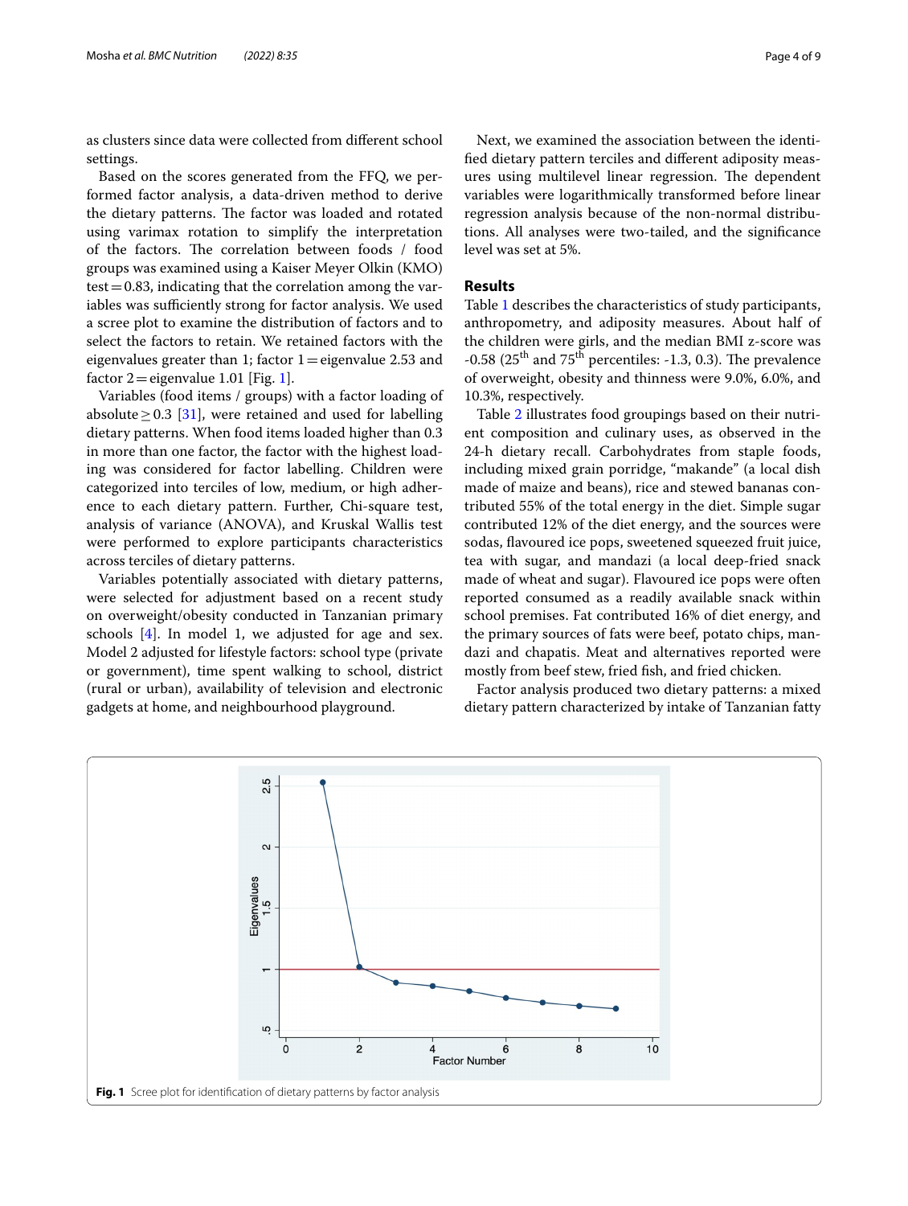as clusters since data were collected from different school settings.

Based on the scores generated from the FFQ, we performed factor analysis, a data-driven method to derive the dietary patterns. The factor was loaded and rotated using varimax rotation to simplify the interpretation of the factors. The correlation between foods / food groups was examined using a Kaiser Meyer Olkin (KMO) test = 0.83, indicating that the correlation among the variables was sufficiently strong for factor analysis. We used a scree plot to examine the distribution of factors and to select the factors to retain. We retained factors with the eigenvalues greater than 1; factor 1 = eigenvalue 2.53 and factor 2 = eigenvalue 1.01 [Fig. 1].

Variables (food items / groups) with a factor loading of absolute ≥ 0.3 [31], were retained and used for labelling dietary patterns. When food items loaded higher than 0.3 in more than one factor, the factor with the highest loading was considered for factor labelling. Children were categorized into terciles of low, medium, or high adherence to each dietary pattern. Further, Chi-square test, analysis of variance (ANOVA), and Kruskal Wallis test were performed to explore participants characteristics across terciles of dietary patterns.

Variables potentially associated with dietary patterns, were selected for adjustment based on a recent study on overweight/obesity conducted in Tanzanian primary schools [4]. In model 1, we adjusted for age and sex. Model 2 adjusted for lifestyle factors: school type (private or government), time spent walking to school, district (rural or urban), availability of television and electronic gadgets at home, and neighbourhood playground.

Next, we examined the association between the identified dietary pattern terciles and different adiposity measures using multilevel linear regression. The dependent variables were logarithmically transformed before linear regression analysis because of the non-normal distributions. All analyses were two-tailed, and the significance level was set at 5%.

## Results

Table 1 describes the characteristics of study participants, anthropometry, and adiposity measures. About half of the children were girls, and the median BMI z-score was -0.58 (25$^{th}$ and 75$^{th}$ percentiles: -1.3, 0.3). The prevalence of overweight, obesity and thinness were 9.0%, 6.0%, and 10.3%, respectively.

Table 2 illustrates food groupings based on their nutrient composition and culinary uses, as observed in the 24-h dietary recall. Carbohydrates from staple foods, including mixed grain porridge, "makande" (a local dish made of maize and beans), rice and stewed bananas contributed 55% of the total energy in the diet. Simple sugar contributed 12% of the diet energy, and the sources were sodas, flavoured ice pops, sweetened squeezed fruit juice, tea with sugar, and mandazi (a local deep-fried snack made of wheat and sugar). Flavoured ice pops were often reported consumed as a readily available snack within school premises. Fat contributed 16% of diet energy, and the primary sources of fats were beef, potato chips, mandazi and chapatis. Meat and alternatives reported were mostly from beef stew, fried fish, and fried chicken.

Factor analysis produced two dietary patterns: a mixed dietary pattern characterized by intake of Tanzanian fatty

Eigenvalues
.5
1
1.5
2
2.5
0
2
4
6
8
10
Factor Number

**Fig. 1** Scree plot for identification of dietary patterns by factor analysis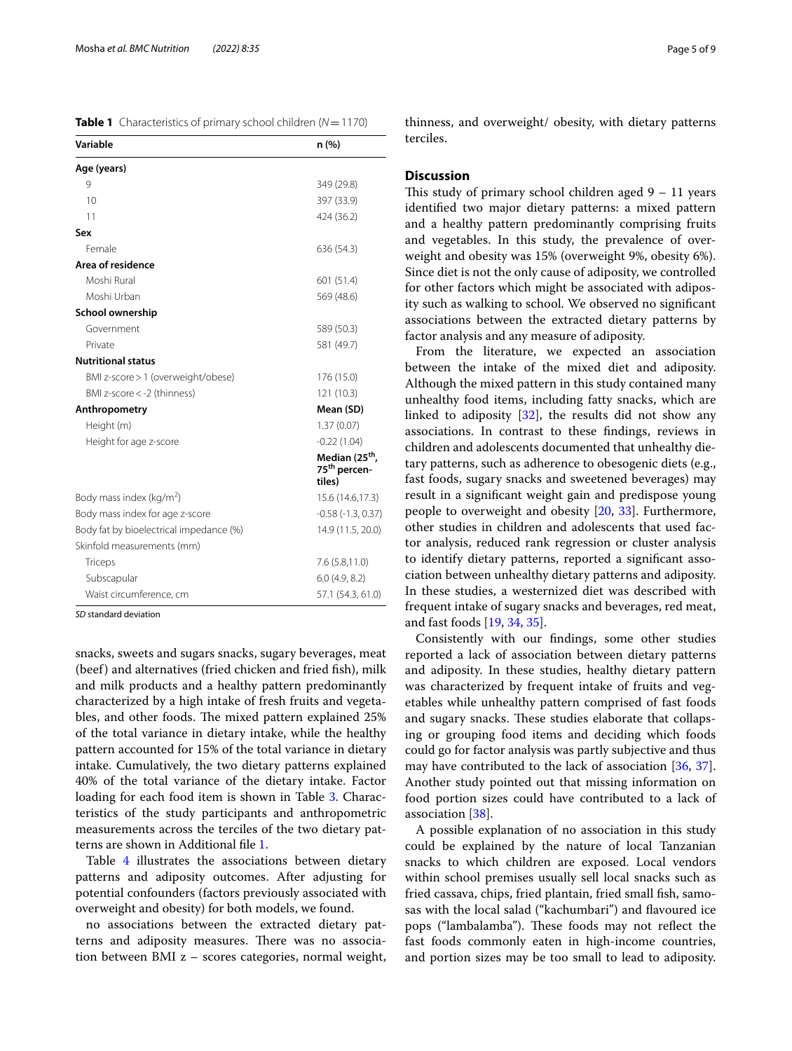**Table 1** Characteristics of primary school children (*N* = 1170)

| Variable | n (%) |
|---|---|
| **Age (years)** | |
| 9 | 349 (29.8) |
| 10 | 397 (33.9) |
| 11 | 424 (36.2) |
| **Sex** | |
| Female | 636 (54.3) |
| **Area of residence** | |
| Moshi Rural | 601 (51.4) |
| Moshi Urban | 569 (48.6) |
| **School ownership** | |
| Government | 589 (50.3) |
| Private | 581 (49.7) |
| **Nutritional status** | |
| BMI z-score > 1 (overweight/obese) | 176 (15.0) |
| BMI z-score < -2 (thinness) | 121 (10.3) |
| **Anthropometry** | **Mean (SD)** |
| Height (m) | 1.37 (0.07) |
| Height for age z-score | -0.22 (1.04) |
| | **Median (25th, 75th percentiles)** |
| Body mass index (kg/m²) | 15.6 (14.6,17.3) |
| Body mass index for age z-score | -0.58 (-1.3, 0.37) |
| Body fat by bioelectrical impedance (%) | 14.9 (11.5, 20.0) |
| Skinfold measurements (mm) | |
| Triceps | 7.6 (5.8,11.0) |
| Subscapular | 6.0 (4.9, 8.2) |
| Waist circumference, cm | 57.1 (54.3, 61.0) |

*SD* standard deviation

snacks, sweets and sugars snacks, sugary beverages, meat (beef) and alternatives (fried chicken and fried fish), milk and milk products and a healthy pattern predominantly characterized by a high intake of fresh fruits and vegetables, and other foods. The mixed pattern explained 25% of the total variance in dietary intake, while the healthy pattern accounted for 15% of the total variance in dietary intake. Cumulatively, the two dietary patterns explained 40% of the total variance of the dietary intake. Factor loading for each food item is shown in Table 3. Characteristics of the study participants and anthropometric measurements across the terciles of the two dietary patterns are shown in Additional file 1.

Table 4 illustrates the associations between dietary patterns and adiposity outcomes. After adjusting for potential confounders (factors previously associated with overweight and obesity) for both models, we found.

no associations between the extracted dietary patterns and adiposity measures. There was no association between BMI z – scores categories, normal weight, thinness, and overweight/ obesity, with dietary patterns terciles.

## Discussion

This study of primary school children aged 9 – 11 years identified two major dietary patterns: a mixed pattern and a healthy pattern predominantly comprising fruits and vegetables. In this study, the prevalence of overweight and obesity was 15% (overweight 9%, obesity 6%). Since diet is not the only cause of adiposity, we controlled for other factors which might be associated with adiposity such as walking to school. We observed no significant associations between the extracted dietary patterns by factor analysis and any measure of adiposity.

From the literature, we expected an association between the intake of the mixed diet and adiposity. Although the mixed pattern in this study contained many unhealthy food items, including fatty snacks, which are linked to adiposity [32], the results did not show any associations. In contrast to these findings, reviews in children and adolescents documented that unhealthy dietary patterns, such as adherence to obesogenic diets (e.g., fast foods, sugary snacks and sweetened beverages) may result in a significant weight gain and predispose young people to overweight and obesity [20, 33]. Furthermore, other studies in children and adolescents that used factor analysis, reduced rank regression or cluster analysis to identify dietary patterns, reported a significant association between unhealthy dietary patterns and adiposity. In these studies, a westernized diet was described with frequent intake of sugary snacks and beverages, red meat, and fast foods [19, 34, 35].

Consistently with our findings, some other studies reported a lack of association between dietary patterns and adiposity. In these studies, healthy dietary pattern was characterized by frequent intake of fruits and vegetables while unhealthy pattern comprised of fast foods and sugary snacks. These studies elaborate that collapsing or grouping food items and deciding which foods could go for factor analysis was partly subjective and thus may have contributed to the lack of association [36, 37]. Another study pointed out that missing information on food portion sizes could have contributed to a lack of association [38].

A possible explanation of no association in this study could be explained by the nature of local Tanzanian snacks to which children are exposed. Local vendors within school premises usually sell local snacks such as fried cassava, chips, fried plantain, fried small fish, samosas with the local salad ("kachumbari") and flavoured ice pops ("lambalamba"). These foods may not reflect the fast foods commonly eaten in high-income countries, and portion sizes may be too small to lead to adiposity.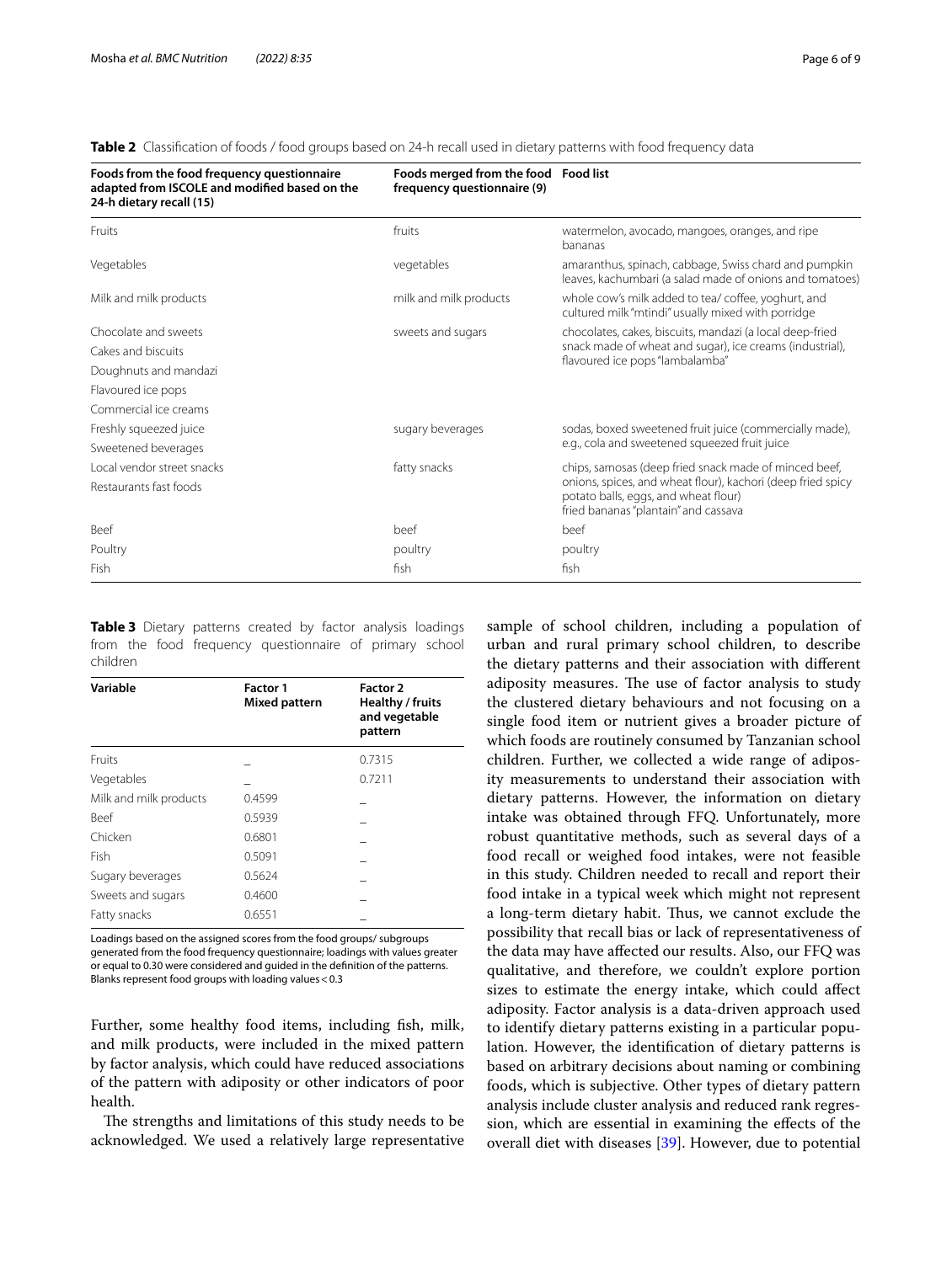**Table 2** Classification of foods / food groups based on 24-h recall used in dietary patterns with food frequency data

| Foods from the food frequency questionnaire adapted from ISCOLE and modified based on the 24-h dietary recall (15) | Foods merged from the food frequency questionnaire (9) | Food list |
|---|---|---|
| Fruits | fruits | watermelon, avocado, mangoes, oranges, and ripe bananas |
| Vegetables | vegetables | amaranthus, spinach, cabbage, Swiss chard and pumpkin leaves, kachumbari (a salad made of onions and tomatoes) |
| Milk and milk products | milk and milk products | whole cow's milk added to tea/ coffee, yoghurt, and cultured milk "mtindi" usually mixed with porridge |
| Chocolate and sweets<br>Cakes and biscuits<br>Doughnuts and mandazi<br>Flavoured ice pops<br>Commercial ice creams | sweets and sugars | chocolates, cakes, biscuits, mandazi (a local deep-fried snack made of wheat and sugar), ice creams (industrial), flavoured ice pops "lambalamba" |
| Freshly squeezed juice<br>Sweetened beverages | sugary beverages | sodas, boxed sweetened fruit juice (commercially made), e.g., cola and sweetened squeezed fruit juice |
| Local vendor street snacks<br>Restaurants fast foods | fatty snacks | chips, samosas (deep fried snack made of minced beef, onions, spices, and wheat flour), kachori (deep fried spicy potato balls, eggs, and wheat flour)<br>fried bananas "plantain" and cassava |
| Beef | beef | beef |
| Poultry | poultry | poultry |
| Fish | fish | fish |

**Table 3** Dietary patterns created by factor analysis loadings from the food frequency questionnaire of primary school children

| Variable | Factor 1 Mixed pattern | Factor 2 Healthy / fruits and vegetable pattern |
|---|---|---|
| Fruits | _ | 0.7315 |
| Vegetables | _ | 0.7211 |
| Milk and milk products | 0.4599 | _ |
| Beef | 0.5939 | _ |
| Chicken | 0.6801 | _ |
| Fish | 0.5091 | _ |
| Sugary beverages | 0.5624 | _ |
| Sweets and sugars | 0.4600 | _ |
| Fatty snacks | 0.6551 | _ |

Loadings based on the assigned scores from the food groups/ subgroups generated from the food frequency questionnaire; loadings with values greater or equal to 0.30 were considered and guided in the definition of the patterns. Blanks represent food groups with loading values < 0.3

Further, some healthy food items, including fish, milk, and milk products, were included in the mixed pattern by factor analysis, which could have reduced associations of the pattern with adiposity or other indicators of poor health.

The strengths and limitations of this study needs to be acknowledged. We used a relatively large representative sample of school children, including a population of urban and rural primary school children, to describe the dietary patterns and their association with different adiposity measures. The use of factor analysis to study the clustered dietary behaviours and not focusing on a single food item or nutrient gives a broader picture of which foods are routinely consumed by Tanzanian school children. Further, we collected a wide range of adiposity measurements to understand their association with dietary patterns. However, the information on dietary intake was obtained through FFQ. Unfortunately, more robust quantitative methods, such as several days of a food recall or weighed food intakes, were not feasible in this study. Children needed to recall and report their food intake in a typical week which might not represent a long-term dietary habit. Thus, we cannot exclude the possibility that recall bias or lack of representativeness of the data may have affected our results. Also, our FFQ was qualitative, and therefore, we couldn't explore portion sizes to estimate the energy intake, which could affect adiposity. Factor analysis is a data-driven approach used to identify dietary patterns existing in a particular population. However, the identification of dietary patterns is based on arbitrary decisions about naming or combining foods, which is subjective. Other types of dietary pattern analysis include cluster analysis and reduced rank regression, which are essential in examining the effects of the overall diet with diseases [39]. However, due to potential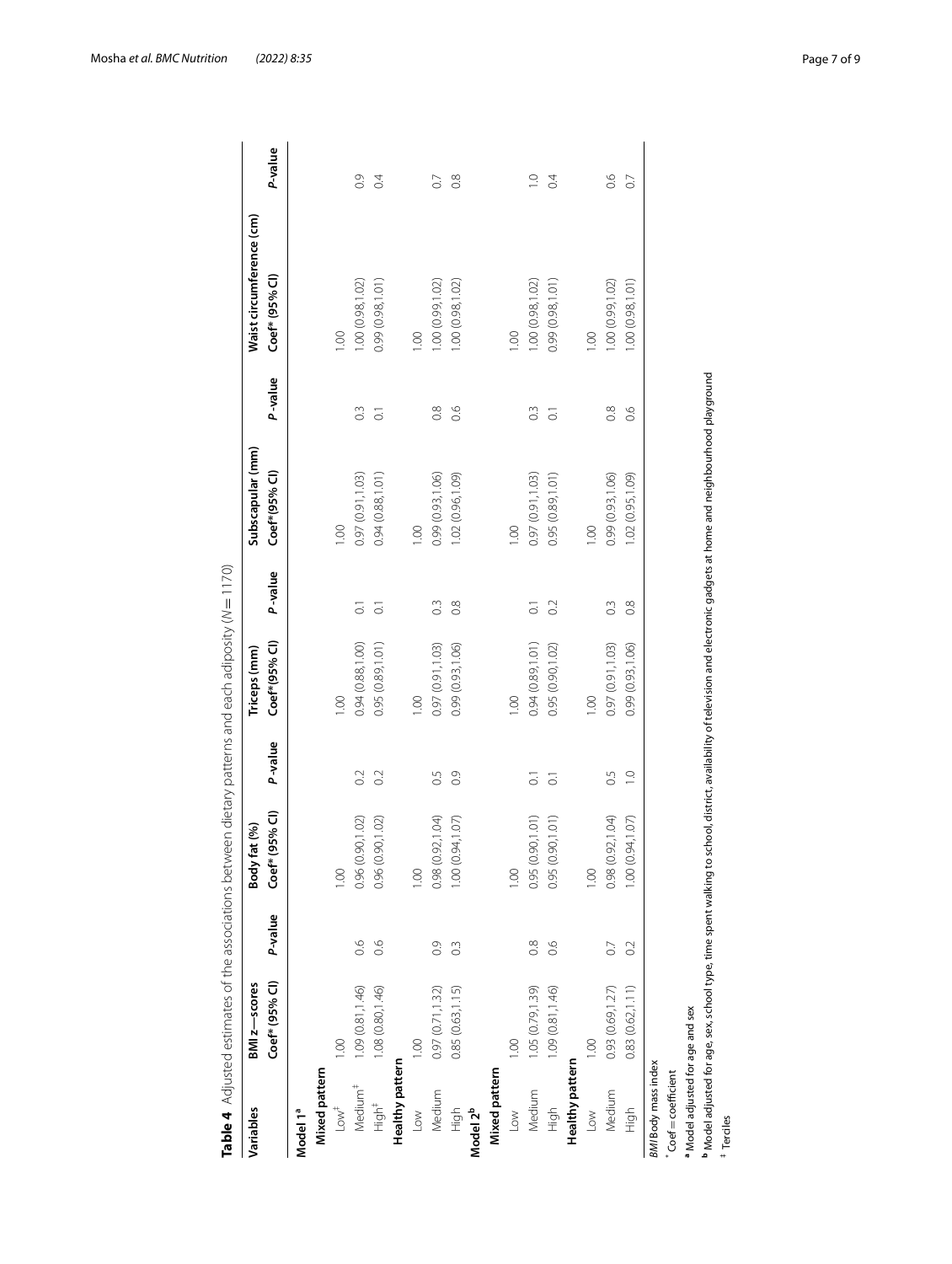**Table 4** Adjusted estimates of the associations between dietary patterns and each adiposity ($N = 1170$)

| Variables | BMI z—scores | | Body fat (%) | | Triceps (mm) | | Subscapular (mm) | | Waist circumference (cm) | |
|---|---|---|---|---|---|---|---|---|---|---|
| | Coef* (95% CI) | *P*-value | Coef* (95% CI) | *P*-value | Coef*(95% CI) | *P*-value | Coef*(95% CI) | *P*-value | Coef* (95% CI) | *P*-value |
| **Model 1[a]** | | | | | | | | | | |
| **Mixed pattern** | | | | | | | | | | |
| Low[‡] | 1.00 | | 1.00 | | 1.00 | | 1.00 | | 1.00 | |
| Medium[‡] | 1.09 (0.81,1.46) | 0.6 | 0.96 (0.90,1.02) | 0.2 | 0.94 (0.88,1.00) | 0.1 | 0.97 (0.91,1.03) | 0.3 | 1.00 (0.98,1.02) | 0.9 |
| High[‡] | 1.08 (0.80,1.46) | 0.6 | 0.96 (0.90,1.02) | 0.2 | 0.95 (0.89,1.01) | 0.1 | 0.94 (0.88,1.01) | 0.1 | 0.99 (0.98,1.01) | 0.4 |
| **Healthy pattern** | | | | | | | | | | |
| Low | 1.00 | | 1.00 | | 1.00 | | 1.00 | | 1.00 | |
| Medium | 0.97 (0.71,1.32) | 0.9 | 0.98 (0.92,1.04) | 0.5 | 0.97 (0.91,1.03) | 0.3 | 0.99 (0.93,1.06) | 0.8 | 1.00 (0.99,1.02) | 0.7 |
| High | 0.85 (0.63,1.15) | 0.3 | 1.00 (0.94,1.07) | 0.9 | 0.99 (0.93,1.06) | 0.8 | 1.02 (0.96,1.09) | 0.6 | 1.00 (0.98,1.02) | 0.8 |
| **Model 2[b]** | | | | | | | | | | |
| **Mixed pattern** | | | | | | | | | | |
| Low | 1.00 | | 1.00 | | 1.00 | | 1.00 | | 1.00 | |
| Medium | 1.05 (0.79,1.39) | 0.8 | 0.95 (0.90,1.01) | 0.1 | 0.94 (0.89,1.01) | 0.1 | 0.97 (0.91,1.03) | 0.3 | 1.00 (0.98,1.02) | 1.0 |
| High | 1.09 (0.81,1.46) | 0.6 | 0.95 (0.90,1.01) | 0.1 | 0.95 (0.90,1.02) | 0.2 | 0.95 (0.89,1.01) | 0.1 | 0.99 (0.98,1.01) | 0.4 |
| **Healthy pattern** | | | | | | | | | | |
| Low | 1.00 | | 1.00 | | 1.00 | | 1.00 | | 1.00 | |
| Medium | 0.93 (0.69,1.27) | 0.7 | 0.98 (0.92,1.04) | 0.5 | 0.97 (0.91,1.03) | 0.3 | 0.99 (0.93,1.06) | 0.8 | 1.00 (0.99,1.02) | 0.6 |
| High | 0.83 (0.62,1.11) | 0.2 | 1.00 (0.94,1.07) | 1.0 | 0.99 (0.93,1.06) | 0.8 | 1.02 (0.95,1.09) | 0.6 | 1.00 (0.98,1.01) | 0.7 |

*BMI* Body mass index

\* Coef = coefficient

[a] Model adjusted for age and sex

[b] Model adjusted for age, sex, school type, time spent walking to school, district, availability of television and electronic gadgets at home and neighbourhood playground

[‡] Terciles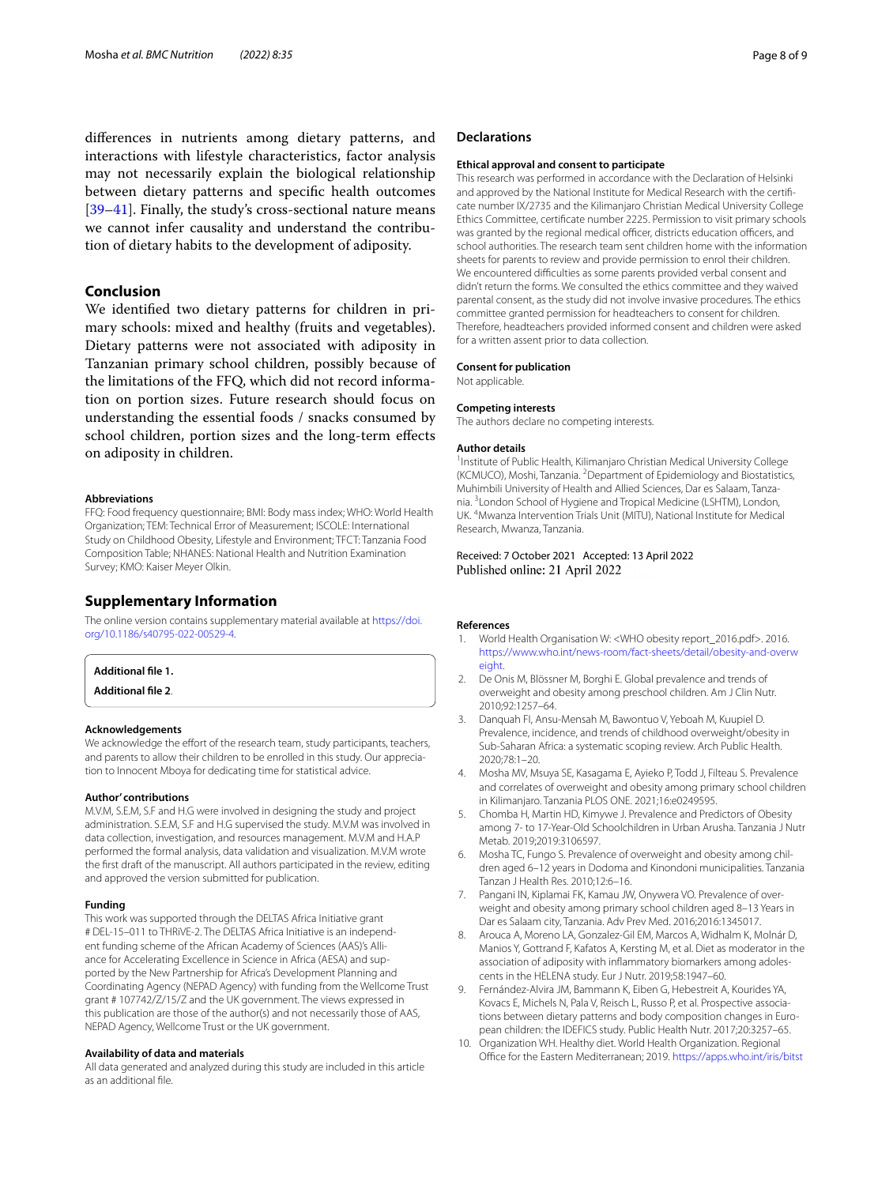differences in nutrients among dietary patterns, and interactions with lifestyle characteristics, factor analysis may not necessarily explain the biological relationship between dietary patterns and specific health outcomes [39–41]. Finally, the study's cross-sectional nature means we cannot infer causality and understand the contribution of dietary habits to the development of adiposity.

## Conclusion

We identified two dietary patterns for children in primary schools: mixed and healthy (fruits and vegetables). Dietary patterns were not associated with adiposity in Tanzanian primary school children, possibly because of the limitations of the FFQ, which did not record information on portion sizes. Future research should focus on understanding the essential foods / snacks consumed by school children, portion sizes and the long-term effects on adiposity in children.

#### Abbreviations

FFQ: Food frequency questionnaire; BMI: Body mass index; WHO: World Health Organization; TEM: Technical Error of Measurement; ISCOLE: International Study on Childhood Obesity, Lifestyle and Environment; TFCT: Tanzania Food Composition Table; NHANES: National Health and Nutrition Examination Survey; KMO: Kaiser Meyer Olkin.

## Supplementary Information

The online version contains supplementary material available at https://doi.org/10.1186/s40795-022-00529-4.

**Additional file 1.**

**Additional file 2**.

#### Acknowledgements

We acknowledge the effort of the research team, study participants, teachers, and parents to allow their children to be enrolled in this study. Our appreciation to Innocent Mboya for dedicating time for statistical advice.

#### Author' contributions

M.V.M, S.E.M, S.F and H.G were involved in designing the study and project administration. S.E.M, S.F and H.G supervised the study. M.V.M was involved in data collection, investigation, and resources management. M.V.M and H.A.P performed the formal analysis, data validation and visualization. M.V.M wrote the first draft of the manuscript. All authors participated in the review, editing and approved the version submitted for publication.

#### Funding

This work was supported through the DELTAS Africa Initiative grant # DEL-15–011 to THRiVE-2. The DELTAS Africa Initiative is an independent funding scheme of the African Academy of Sciences (AAS)'s Alliance for Accelerating Excellence in Science in Africa (AESA) and supported by the New Partnership for Africa's Development Planning and Coordinating Agency (NEPAD Agency) with funding from the Wellcome Trust grant # 107742/Z/15/Z and the UK government. The views expressed in this publication are those of the author(s) and not necessarily those of AAS, NEPAD Agency, Wellcome Trust or the UK government.

#### Availability of data and materials

All data generated and analyzed during this study are included in this article as an additional file.

## Declarations

#### Ethical approval and consent to participate

This research was performed in accordance with the Declaration of Helsinki and approved by the National Institute for Medical Research with the certificate number IX/2735 and the Kilimanjaro Christian Medical University College Ethics Committee, certificate number 2225. Permission to visit primary schools was granted by the regional medical officer, districts education officers, and school authorities. The research team sent children home with the information sheets for parents to review and provide permission to enrol their children. We encountered difficulties as some parents provided verbal consent and didn't return the forms. We consulted the ethics committee and they waived parental consent, as the study did not involve invasive procedures. The ethics committee granted permission for headteachers to consent for children. Therefore, headteachers provided informed consent and children were asked for a written assent prior to data collection.

#### Consent for publication

Not applicable.

#### Competing interests

The authors declare no competing interests.

#### Author details

[1]Institute of Public Health, Kilimanjaro Christian Medical University College (KCMUCO), Moshi, Tanzania. [2]Department of Epidemiology and Biostatistics, Muhimbili University of Health and Allied Sciences, Dar es Salaam, Tanzania. [3]London School of Hygiene and Tropical Medicine (LSHTM), London, UK. [4]Mwanza Intervention Trials Unit (MITU), National Institute for Medical Research, Mwanza, Tanzania.

Received: 7 October 2021 Accepted: 13 April 2022
Published online: 21 April 2022

#### References

1. World Health Organisation W: <WHO obesity report_2016.pdf>. 2016. https://www.who.int/news-room/fact-sheets/detail/obesity-and-overweight.
2. De Onis M, Blössner M, Borghi E. Global prevalence and trends of overweight and obesity among preschool children. Am J Clin Nutr. 2010;92:1257–64.
3. Danquah FI, Ansu-Mensah M, Bawontuo V, Yeboah M, Kuupiel D. Prevalence, incidence, and trends of childhood overweight/obesity in Sub-Saharan Africa: a systematic scoping review. Arch Public Health. 2020;78:1–20.
4. Mosha MV, Msuya SE, Kasagama E, Ayieko P, Todd J, Filteau S. Prevalence and correlates of overweight and obesity among primary school children in Kilimanjaro. Tanzania PLOS ONE. 2021;16:e0249595.
5. Chomba H, Martin HD, Kimywe J. Prevalence and Predictors of Obesity among 7- to 17-Year-Old Schoolchildren in Urban Arusha. Tanzania J Nutr Metab. 2019;2019:3106597.
6. Mosha TC, Fungo S. Prevalence of overweight and obesity among children aged 6–12 years in Dodoma and Kinondoni municipalities. Tanzania Tanzan J Health Res. 2010;12:6–16.
7. Pangani IN, Kiplamai FK, Kamau JW, Onywera VO. Prevalence of overweight and obesity among primary school children aged 8–13 Years in Dar es Salaam city, Tanzania. Adv Prev Med. 2016;2016:1345017.
8. Arouca A, Moreno LA, Gonzalez-Gil EM, Marcos A, Widhalm K, Molnár D, Manios Y, Gottrand F, Kafatos A, Kersting M, et al. Diet as moderator in the association of adiposity with inflammatory biomarkers among adolescents in the HELENA study. Eur J Nutr. 2019;58:1947–60.
9. Fernández-Alvira JM, Bammann K, Eiben G, Hebestreit A, Kourides YA, Kovacs E, Michels N, Pala V, Reisch L, Russo P, et al. Prospective associations between dietary patterns and body composition changes in European children: the IDEFICS study. Public Health Nutr. 2017;20:3257–65.
10. Organization WH. Healthy diet. World Health Organization. Regional Office for the Eastern Mediterranean; 2019. https://apps.who.int/iris/bitst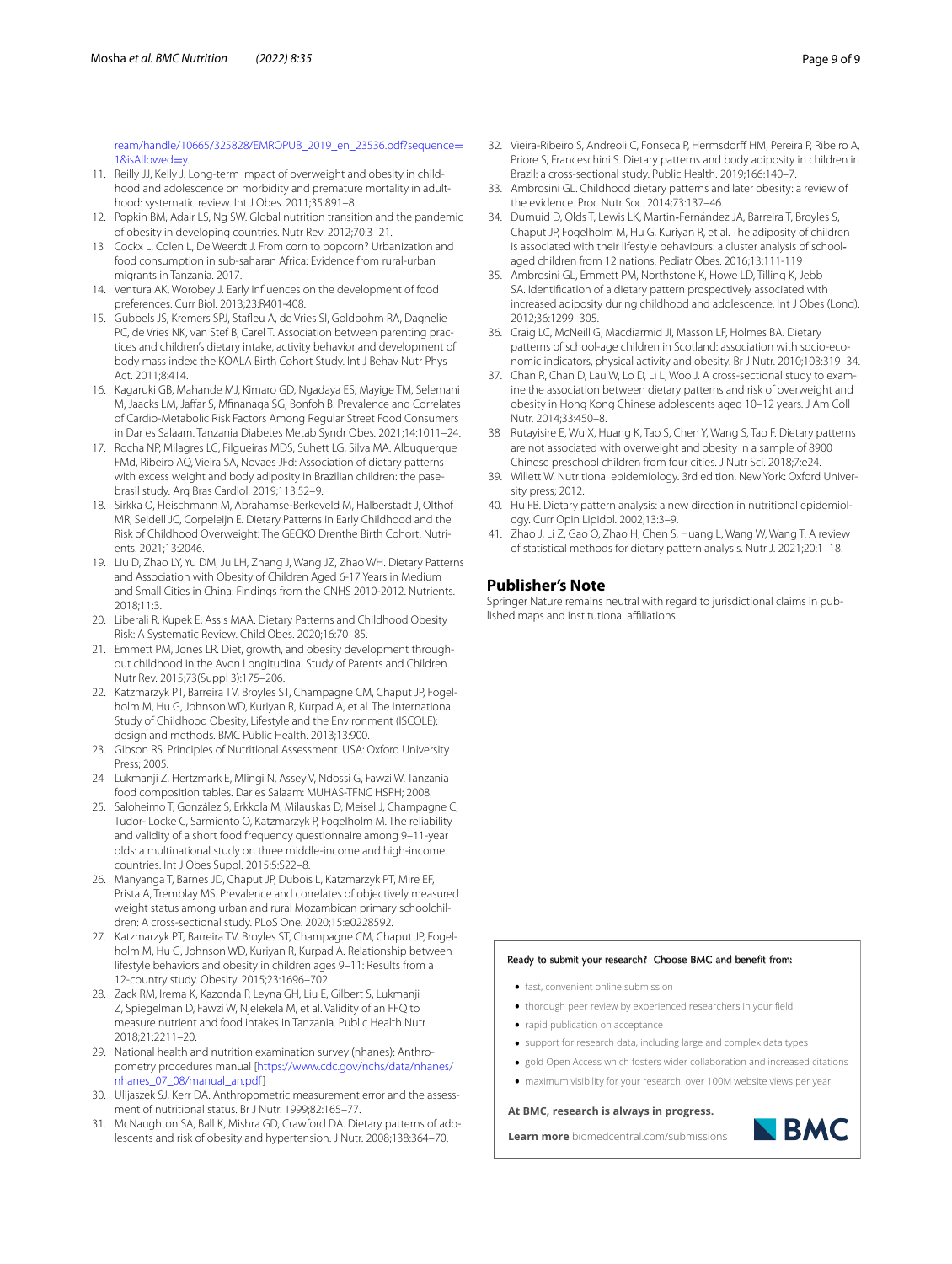ream/handle/10665/325828/EMROPUB_2019_en_23536.pdf?sequence=1&isAllowed=y.

11. Reilly JJ, Kelly J. Long-term impact of overweight and obesity in childhood and adolescence on morbidity and premature mortality in adulthood: systematic review. Int J Obes. 2011;35:891–8.
12. Popkin BM, Adair LS, Ng SW. Global nutrition transition and the pandemic of obesity in developing countries. Nutr Rev. 2012;70:3–21.
13. Cockx L, Colen L, De Weerdt J. From corn to popcorn? Urbanization and food consumption in sub-saharan Africa: Evidence from rural-urban migrants in Tanzania. 2017.
14. Ventura AK, Worobey J. Early influences on the development of food preferences. Curr Biol. 2013;23:R401-408.
15. Gubbels JS, Kremers SPJ, Stafleu A, de Vries SI, Goldbohm RA, Dagnelie PC, de Vries NK, van Stef B, Carel T. Association between parenting practices and children's dietary intake, activity behavior and development of body mass index: the KOALA Birth Cohort Study. Int J Behav Nutr Phys Act. 2011;8:414.
16. Kagaruki GB, Mahande MJ, Kimaro GD, Ngadaya ES, Mayige TM, Selemani M, Jaacks LM, Jaffar S, Mfinanaga SG, Bonfoh B. Prevalence and Correlates of Cardio-Metabolic Risk Factors Among Regular Street Food Consumers in Dar es Salaam. Tanzania Diabetes Metab Syndr Obes. 2021;14:1011–24.
17. Rocha NP, Milagres LC, Filgueiras MDS, Suhett LG, Silva MA. Albuquerque FMd, Ribeiro AQ, Vieira SA, Novaes JFd: Association of dietary patterns with excess weight and body adiposity in Brazilian children: the pase-brasil study. Arq Bras Cardiol. 2019;113:52–9.
18. Sirkka O, Fleischmann M, Abrahamse-Berkeveld M, Halberstadt J, Olthof MR, Seidell JC, Corpeleijn E. Dietary Patterns in Early Childhood and the Risk of Childhood Overweight: The GECKO Drenthe Birth Cohort. Nutrients. 2021;13:2046.
19. Liu D, Zhao LY, Yu DM, Ju LH, Zhang J, Wang JZ, Zhao WH. Dietary Patterns and Association with Obesity of Children Aged 6-17 Years in Medium and Small Cities in China: Findings from the CNHS 2010-2012. Nutrients. 2018;11:3.
20. Liberali R, Kupek E, Assis MAA. Dietary Patterns and Childhood Obesity Risk: A Systematic Review. Child Obes. 2020;16:70–85.
21. Emmett PM, Jones LR. Diet, growth, and obesity development throughout childhood in the Avon Longitudinal Study of Parents and Children. Nutr Rev. 2015;73(Suppl 3):175–206.
22. Katzmarzyk PT, Barreira TV, Broyles ST, Champagne CM, Chaput JP, Fogelholm M, Hu G, Johnson WD, Kuriyan R, Kurpad A, et al. The International Study of Childhood Obesity, Lifestyle and the Environment (ISCOLE): design and methods. BMC Public Health. 2013;13:900.
23. Gibson RS. Principles of Nutritional Assessment. USA: Oxford University Press; 2005.
24. Lukmanji Z, Hertzmark E, Mlingi N, Assey V, Ndossi G, Fawzi W. Tanzania food composition tables. Dar es Salaam: MUHAS-TFNC HSPH; 2008.
25. Saloheimo T, González S, Erkkola M, Milauskas D, Meisel J, Champagne C, Tudor- Locke C, Sarmiento O, Katzmarzyk P, Fogelholm M. The reliability and validity of a short food frequency questionnaire among 9–11-year olds: a multinational study on three middle-income and high-income countries. Int J Obes Suppl. 2015;5:S22–8.
26. Manyanga T, Barnes JD, Chaput JP, Dubois L, Katzmarzyk PT, Mire EF, Prista A, Tremblay MS. Prevalence and correlates of objectively measured weight status among urban and rural Mozambican primary schoolchildren: A cross-sectional study. PLoS One. 2020;15:e0228592.
27. Katzmarzyk PT, Barreira TV, Broyles ST, Champagne CM, Chaput JP, Fogelholm M, Hu G, Johnson WD, Kuriyan R, Kurpad A. Relationship between lifestyle behaviors and obesity in children ages 9–11: Results from a 12-country study. Obesity. 2015;23:1696–702.
28. Zack RM, Irema K, Kazonda P, Leyna GH, Liu E, Gilbert S, Lukmanji Z, Spiegelman D, Fawzi W, Njelekela M, et al. Validity of an FFQ to measure nutrient and food intakes in Tanzania. Public Health Nutr. 2018;21:2211–20.
29. National health and nutrition examination survey (nhanes): Anthropometry procedures manual [https://www.cdc.gov/nchs/data/nhanes/nhanes_07_08/manual_an.pdf]
30. Ulijaszek SJ, Kerr DA. Anthropometric measurement error and the assessment of nutritional status. Br J Nutr. 1999;82:165–77.
31. McNaughton SA, Ball K, Mishra GD, Crawford DA. Dietary patterns of adolescents and risk of obesity and hypertension. J Nutr. 2008;138:364–70.
32. Vieira-Ribeiro S, Andreoli C, Fonseca P, Hermsdorff HM, Pereira P, Ribeiro A, Priore S, Franceschini S. Dietary patterns and body adiposity in children in Brazil: a cross-sectional study. Public Health. 2019;166:140–7.
33. Ambrosini GL. Childhood dietary patterns and later obesity: a review of the evidence. Proc Nutr Soc. 2014;73:137–46.
34. Dumuid D, Olds T, Lewis LK, Martin-Fernández JA, Barreira T, Broyles S, Chaput JP, Fogelholm M, Hu G, Kuriyan R, et al. The adiposity of children is associated with their lifestyle behaviours: a cluster analysis of school-aged children from 12 nations. Pediatr Obes. 2016;13:111-119
35. Ambrosini GL, Emmett PM, Northstone K, Howe LD, Tilling K, Jebb SA. Identification of a dietary pattern prospectively associated with increased adiposity during childhood and adolescence. Int J Obes (Lond). 2012;36:1299–305.
36. Craig LC, McNeill G, Macdiarmid JI, Masson LF, Holmes BA. Dietary patterns of school-age children in Scotland: association with socio-economic indicators, physical activity and obesity. Br J Nutr. 2010;103:319–34.
37. Chan R, Chan D, Lau W, Lo D, Li L, Woo J. A cross-sectional study to examine the association between dietary patterns and risk of overweight and obesity in Hong Kong Chinese adolescents aged 10–12 years. J Am Coll Nutr. 2014;33:450–8.
38. Rutayisire E, Wu X, Huang K, Tao S, Chen Y, Wang S, Tao F. Dietary patterns are not associated with overweight and obesity in a sample of 8900 Chinese preschool children from four cities. J Nutr Sci. 2018;7:e24.
39. Willett W. Nutritional epidemiology. 3rd edition. New York: Oxford University press; 2012.
40. Hu FB. Dietary pattern analysis: a new direction in nutritional epidemiology. Curr Opin Lipidol. 2002;13:3–9.
41. Zhao J, Li Z, Gao Q, Zhao H, Chen S, Huang L, Wang W, Wang T. A review of statistical methods for dietary pattern analysis. Nutr J. 2021;20:1–18.

## Publisher's Note

Springer Nature remains neutral with regard to jurisdictional claims in published maps and institutional affiliations.

Ready to submit your research? Choose BMC and benefit from:

- fast, convenient online submission
- thorough peer review by experienced researchers in your field
- rapid publication on acceptance
- support for research data, including large and complex data types
- gold Open Access which fosters wider collaboration and increased citations
- maximum visibility for your research: over 100M website views per year

**At BMC, research is always in progress.**

**Learn more** biomedcentral.com/submissions

BMC